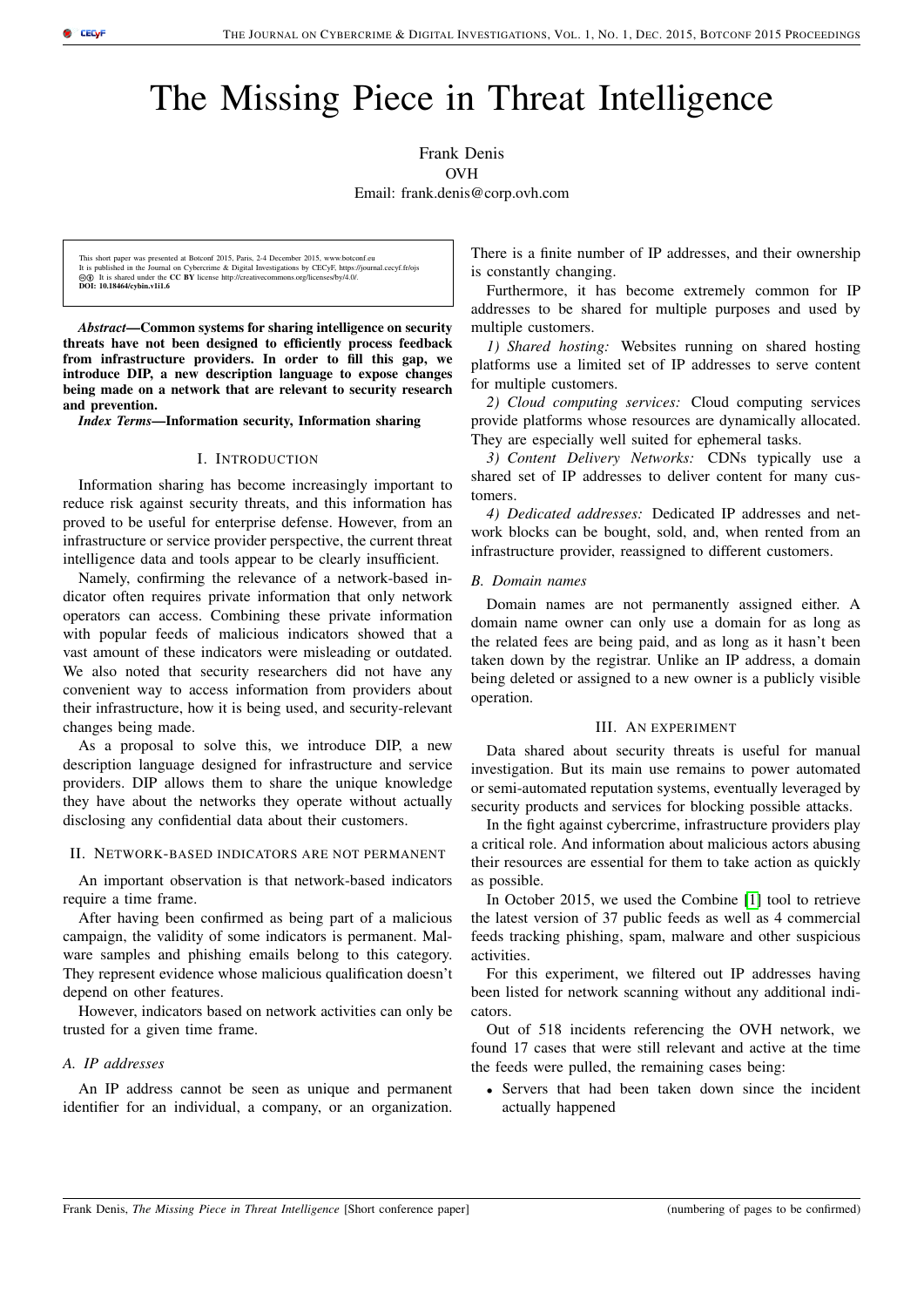// The Missing Piece in Threat Intelligence

Frank Denis
OVH
Email: frank.denis@corp.ovh.com

This short paper was presented at Botconf 2015, Paris, 2-4 December 2015, www.botconf.eu
It is published in the Journal on Cybercrime & Digital Investigations by CECyF, https://journal.cecyf.fr/ojs
It is shared under the **CC BY** license http://creativecommons.org/licenses/by/4.0/.
**DOI: 10.18464/cybin.v1i1.6**

***Abstract*—Common systems for sharing intelligence on security threats have not been designed to efficiently process feedback from infrastructure providers. In order to fill this gap, we introduce DIP, a new description language to expose changes being made on a network that are relevant to security research and prevention.**

***Index Terms*—Information security, Information sharing**

## I. Introduction

Information sharing has become increasingly important to reduce risk against security threats, and this information has proved to be useful for enterprise defense. However, from an infrastructure or service provider perspective, the current threat intelligence data and tools appear to be clearly insufficient.

Namely, confirming the relevance of a network-based indicator often requires private information that only network operators can access. Combining these private information with popular feeds of malicious indicators showed that a vast amount of these indicators were misleading or outdated. We also noted that security researchers did not have any convenient way to access information from providers about their infrastructure, how it is being used, and security-relevant changes being made.

As a proposal to solve this, we introduce DIP, a new description language designed for infrastructure and service providers. DIP allows them to share the unique knowledge they have about the networks they operate without actually disclosing any confidential data about their customers.

## II. Network-based indicators are not permanent

An important observation is that network-based indicators require a time frame.

After having been confirmed as being part of a malicious campaign, the validity of some indicators is permanent. Malware samples and phishing emails belong to this category. They represent evidence whose malicious qualification doesn't depend on other features.

However, indicators based on network activities can only be trusted for a given time frame.

### A. IP addresses

An IP address cannot be seen as unique and permanent identifier for an individual, a company, or an organization. There is a finite number of IP addresses, and their ownership is constantly changing.

Furthermore, it has become extremely common for IP addresses to be shared for multiple purposes and used by multiple customers.

*1) Shared hosting:* Websites running on shared hosting platforms use a limited set of IP addresses to serve content for multiple customers.

*2) Cloud computing services:* Cloud computing services provide platforms whose resources are dynamically allocated. They are especially well suited for ephemeral tasks.

*3) Content Delivery Networks:* CDNs typically use a shared set of IP addresses to deliver content for many customers.

*4) Dedicated addresses:* Dedicated IP addresses and network blocks can be bought, sold, and, when rented from an infrastructure provider, reassigned to different customers.

### B. Domain names

Domain names are not permanently assigned either. A domain name owner can only use a domain for as long as the related fees are being paid, and as long as it hasn't been taken down by the registrar. Unlike an IP address, a domain being deleted or assigned to a new owner is a publicly visible operation.

## III. An experiment

Data shared about security threats is useful for manual investigation. But its main use remains to power automated or semi-automated reputation systems, eventually leveraged by security products and services for blocking possible attacks.

In the fight against cybercrime, infrastructure providers play a critical role. And information about malicious actors abusing their resources are essential for them to take action as quickly as possible.

In October 2015, we used the Combine [1] tool to retrieve the latest version of 37 public feeds as well as 4 commercial feeds tracking phishing, spam, malware and other suspicious activities.

For this experiment, we filtered out IP addresses having been listed for network scanning without any additional indicators.

Out of 518 incidents referencing the OVH network, we found 17 cases that were still relevant and active at the time the feeds were pulled, the remaining cases being:

- Servers that had been taken down since the incident actually happened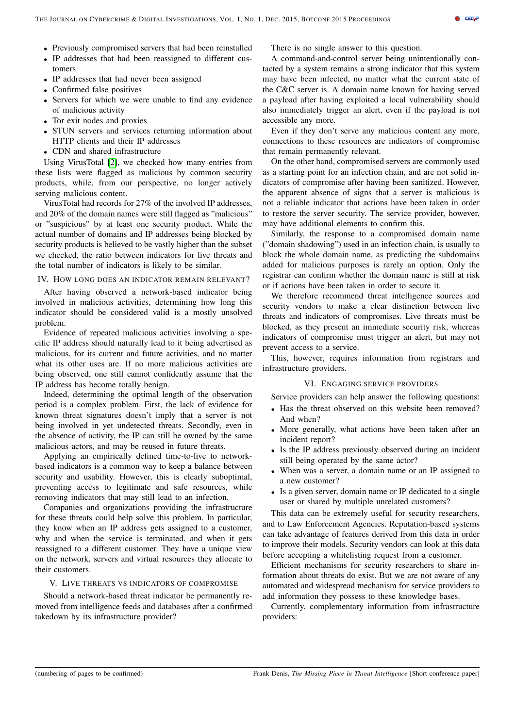- Previously compromised servers that had been reinstalled
- IP addresses that had been reassigned to different customers
- IP addresses that had never been assigned
- Confirmed false positives
- Servers for which we were unable to find any evidence of malicious activity
- Tor exit nodes and proxies
- STUN servers and services returning information about HTTP clients and their IP addresses
- CDN and shared infrastructure

Using VirusTotal [2], we checked how many entries from these lists were flagged as malicious by common security products, while, from our perspective, no longer actively serving malicious content.

VirusTotal had records for 27% of the involved IP addresses, and 20% of the domain names were still flagged as "malicious" or "suspicious" by at least one security product. While the actual number of domains and IP addresses being blocked by security products is believed to be vastly higher than the subset we checked, the ratio between indicators for live threats and the total number of indicators is likely to be similar.

## IV. How long does an indicator remain relevant?

After having observed a network-based indicator being involved in malicious activities, determining how long this indicator should be considered valid is a mostly unsolved problem.

Evidence of repeated malicious activities involving a specific IP address should naturally lead to it being advertised as malicious, for its current and future activities, and no matter what its other uses are. If no more malicious activities are being observed, one still cannot confidently assume that the IP address has become totally benign.

Indeed, determining the optimal length of the observation period is a complex problem. First, the lack of evidence for known threat signatures doesn't imply that a server is not being involved in yet undetected threats. Secondly, even in the absence of activity, the IP can still be owned by the same malicious actors, and may be reused in future threats.

Applying an empirically defined time-to-live to network-based indicators is a common way to keep a balance between security and usability. However, this is clearly suboptimal, preventing access to legitimate and safe resources, while removing indicators that may still lead to an infection.

Companies and organizations providing the infrastructure for these threats could help solve this problem. In particular, they know when an IP address gets assigned to a customer, why and when the service is terminated, and when it gets reassigned to a different customer. They have a unique view on the network, servers and virtual resources they allocate to their customers.

## V. Live threats vs indicators of compromise

Should a network-based threat indicator be permanently removed from intelligence feeds and databases after a confirmed takedown by its infrastructure provider?

There is no single answer to this question.

A command-and-control server being unintentionally contacted by a system remains a strong indicator that this system may have been infected, no matter what the current state of the C&C server is. A domain name known for having served a payload after having exploited a local vulnerability should also immediately trigger an alert, even if the payload is not accessible any more.

Even if they don't serve any malicious content any more, connections to these resources are indicators of compromise that remain permanently relevant.

On the other hand, compromised servers are commonly used as a starting point for an infection chain, and are not solid indicators of compromise after having been sanitized. However, the apparent absence of signs that a server is malicious is not a reliable indicator that actions have been taken in order to restore the server security. The service provider, however, may have additional elements to confirm this.

Similarly, the response to a compromised domain name ("domain shadowing") used in an infection chain, is usually to block the whole domain name, as predicting the subdomains added for malicious purposes is rarely an option. Only the registrar can confirm whether the domain name is still at risk or if actions have been taken in order to secure it.

We therefore recommend threat intelligence sources and security vendors to make a clear distinction between live threats and indicators of compromises. Live threats must be blocked, as they present an immediate security risk, whereas indicators of compromise must trigger an alert, but may not prevent access to a service.

This, however, requires information from registrars and infrastructure providers.

## VI. Engaging service providers

Service providers can help answer the following questions:

- Has the threat observed on this website been removed? And when?
- More generally, what actions have been taken after an incident report?
- Is the IP address previously observed during an incident still being operated by the same actor?
- When was a server, a domain name or an IP assigned to a new customer?
- Is a given server, domain name or IP dedicated to a single user or shared by multiple unrelated customers?

This data can be extremely useful for security researchers, and to Law Enforcement Agencies. Reputation-based systems can take advantage of features derived from this data in order to improve their models. Security vendors can look at this data before accepting a whitelisting request from a customer.

Efficient mechanisms for security researchers to share information about threats do exist. But we are not aware of any automated and widespread mechanism for service providers to add information they possess to these knowledge bases.

Currently, complementary information from infrastructure providers: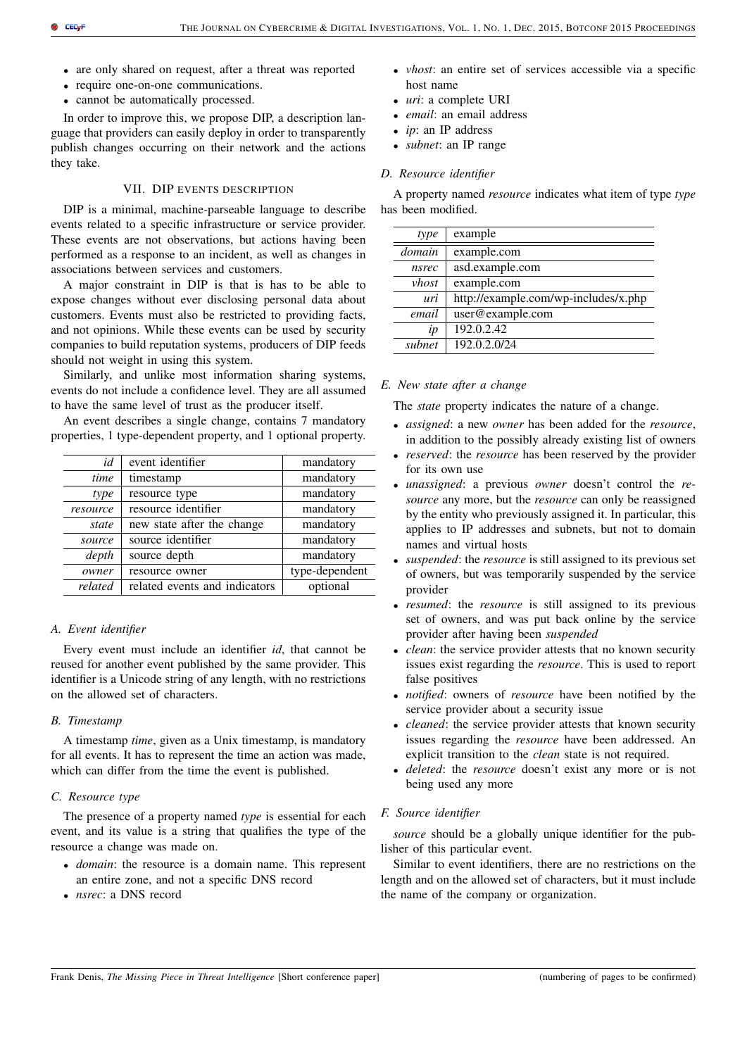- are only shared on request, after a threat was reported
- require one-on-one communications.
- cannot be automatically processed.

In order to improve this, we propose DIP, a description language that providers can easily deploy in order to transparently publish changes occurring on their network and the actions they take.

## VII. DIP EVENTS DESCRIPTION

DIP is a minimal, machine-parseable language to describe events related to a specific infrastructure or service provider. These events are not observations, but actions having been performed as a response to an incident, as well as changes in associations between services and customers.

A major constraint in DIP is that is has to be able to expose changes without ever disclosing personal data about customers. Events must also be restricted to providing facts, and not opinions. While these events can be used by security companies to build reputation systems, producers of DIP feeds should not weight in using this system.

Similarly, and unlike most information sharing systems, events do not include a confidence level. They are all assumed to have the same level of trust as the producer itself.

An event describes a single change, contains 7 mandatory properties, 1 type-dependent property, and 1 optional property.

| | | |
|---|---|---|
| *id* | event identifier | mandatory |
| *time* | timestamp | mandatory |
| *type* | resource type | mandatory |
| *resource* | resource identifier | mandatory |
| *state* | new state after the change | mandatory |
| *source* | source identifier | mandatory |
| *depth* | source depth | mandatory |
| *owner* | resource owner | type-dependent |
| *related* | related events and indicators | optional |

### A. Event identifier

Every event must include an identifier *id*, that cannot be reused for another event published by the same provider. This identifier is a Unicode string of any length, with no restrictions on the allowed set of characters.

### B. Timestamp

A timestamp *time*, given as a Unix timestamp, is mandatory for all events. It has to represent the time an action was made, which can differ from the time the event is published.

### C. Resource type

The presence of a property named *type* is essential for each event, and its value is a string that qualifies the type of the resource a change was made on.

- *domain*: the resource is a domain name. This represent an entire zone, and not a specific DNS record
- *nsrec*: a DNS record
- *vhost*: an entire set of services accessible via a specific host name
- *uri*: a complete URI
- *email*: an email address
- *ip*: an IP address
- *subnet*: an IP range

### D. Resource identifier

A property named *resource* indicates what item of type *type* has been modified.

| *type* | example |
|---|---|
| *domain* | example.com |
| *nsrec* | asd.example.com |
| *vhost* | example.com |
| *uri* | http://example.com/wp-includes/x.php |
| *email* | user@example.com |
| *ip* | 192.0.2.42 |
| *subnet* | 192.0.2.0/24 |

### E. New state after a change

The *state* property indicates the nature of a change.

- *assigned*: a new *owner* has been added for the *resource*, in addition to the possibly already existing list of owners
- *reserved*: the *resource* has been reserved by the provider for its own use
- *unassigned*: a previous *owner* doesn't control the *resource* any more, but the *resource* can only be reassigned by the entity who previously assigned it. In particular, this applies to IP addresses and subnets, but not to domain names and virtual hosts
- *suspended*: the *resource* is still assigned to its previous set of owners, but was temporarily suspended by the service provider
- *resumed*: the *resource* is still assigned to its previous set of owners, and was put back online by the service provider after having been *suspended*
- *clean*: the service provider attests that no known security issues exist regarding the *resource*. This is used to report false positives
- *notified*: owners of *resource* have been notified by the service provider about a security issue
- *cleaned*: the service provider attests that known security issues regarding the *resource* have been addressed. An explicit transition to the *clean* state is not required.
- *deleted*: the *resource* doesn't exist any more or is not being used any more

### F. Source identifier

*source* should be a globally unique identifier for the publisher of this particular event.

Similar to event identifiers, there are no restrictions on the length and on the allowed set of characters, but it must include the name of the company or organization.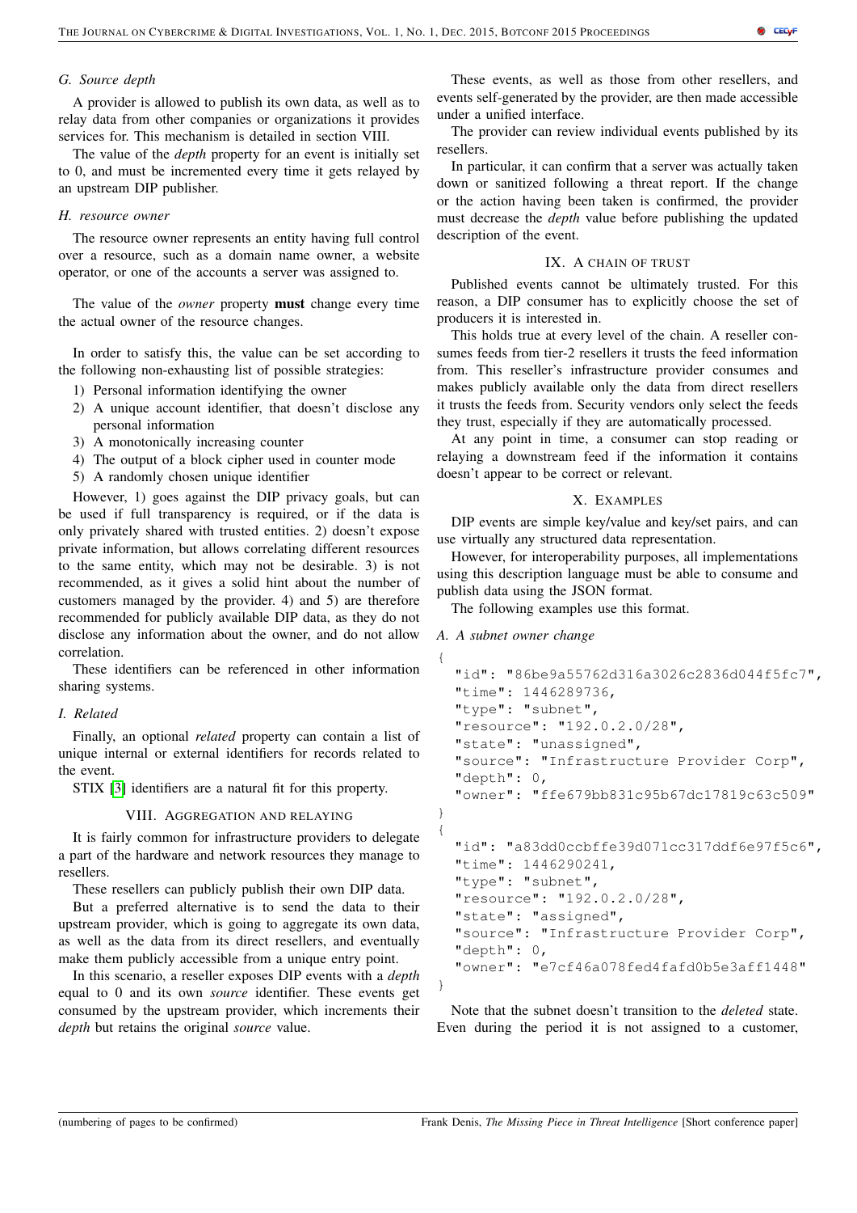### G. Source depth

A provider is allowed to publish its own data, as well as to relay data from other companies or organizations it provides services for. This mechanism is detailed in section VIII.

The value of the *depth* property for an event is initially set to 0, and must be incremented every time it gets relayed by an upstream DIP publisher.

### H. resource owner

The resource owner represents an entity having full control over a resource, such as a domain name owner, a website operator, or one of the accounts a server was assigned to.

The value of the *owner* property **must** change every time the actual owner of the resource changes.

In order to satisfy this, the value can be set according to the following non-exhausting list of possible strategies:

1) Personal information identifying the owner
2) A unique account identifier, that doesn't disclose any personal information
3) A monotonically increasing counter
4) The output of a block cipher used in counter mode
5) A randomly chosen unique identifier

However, 1) goes against the DIP privacy goals, but can be used if full transparency is required, or if the data is only privately shared with trusted entities. 2) doesn't expose private information, but allows correlating different resources to the same entity, which may not be desirable. 3) is not recommended, as it gives a solid hint about the number of customers managed by the provider. 4) and 5) are therefore recommended for publicly available DIP data, as they do not disclose any information about the owner, and do not allow correlation.

These identifiers can be referenced in other information sharing systems.

### I. Related

Finally, an optional *related* property can contain a list of unique internal or external identifiers for records related to the event.

STIX [3] identifiers are a natural fit for this property.

## VIII. Aggregation and relaying

It is fairly common for infrastructure providers to delegate a part of the hardware and network resources they manage to resellers.

These resellers can publicly publish their own DIP data.

But a preferred alternative is to send the data to their upstream provider, which is going to aggregate its own data, as well as the data from its direct resellers, and eventually make them publicly accessible from a unique entry point.

In this scenario, a reseller exposes DIP events with a *depth* equal to 0 and its own *source* identifier. These events get consumed by the upstream provider, which increments their *depth* but retains the original *source* value.

These events, as well as those from other resellers, and events self-generated by the provider, are then made accessible under a unified interface.

The provider can review individual events published by its resellers.

In particular, it can confirm that a server was actually taken down or sanitized following a threat report. If the change or the action having been taken is confirmed, the provider must decrease the *depth* value before publishing the updated description of the event.

## IX. A chain of trust

Published events cannot be ultimately trusted. For this reason, a DIP consumer has to explicitly choose the set of producers it is interested in.

This holds true at every level of the chain. A reseller consumes feeds from tier-2 resellers it trusts the feed information from. This reseller's infrastructure provider consumes and makes publicly available only the data from direct resellers it trusts the feeds from. Security vendors only select the feeds they trust, especially if they are automatically processed.

At any point in time, a consumer can stop reading or relaying a downstream feed if the information it contains doesn't appear to be correct or relevant.

## X. Examples

DIP events are simple key/value and key/set pairs, and can use virtually any structured data representation.

However, for interoperability purposes, all implementations using this description language must be able to consume and publish data using the JSON format.

The following examples use this format.

### A. A subnet owner change

```
{
  "id": "86be9a55762d316a3026c2836d044f5fc7",
  "time": 1446289736,
  "type": "subnet",
  "resource": "192.0.2.0/28",
  "state": "unassigned",
  "source": "Infrastructure Provider Corp",
  "depth": 0,
  "owner": "ffe679bb831c95b67dc17819c63c509"
}
{
  "id": "a83dd0ccbffe39d071cc317ddf6e97f5c6",
  "time": 1446290241,
  "type": "subnet",
  "resource": "192.0.2.0/28",
  "state": "assigned",
  "source": "Infrastructure Provider Corp",
  "depth": 0,
  "owner": "e7cf46a078fed4fafd0b5e3aff1448"
}
```

Note that the subnet doesn't transition to the *deleted* state. Even during the period it is not assigned to a customer,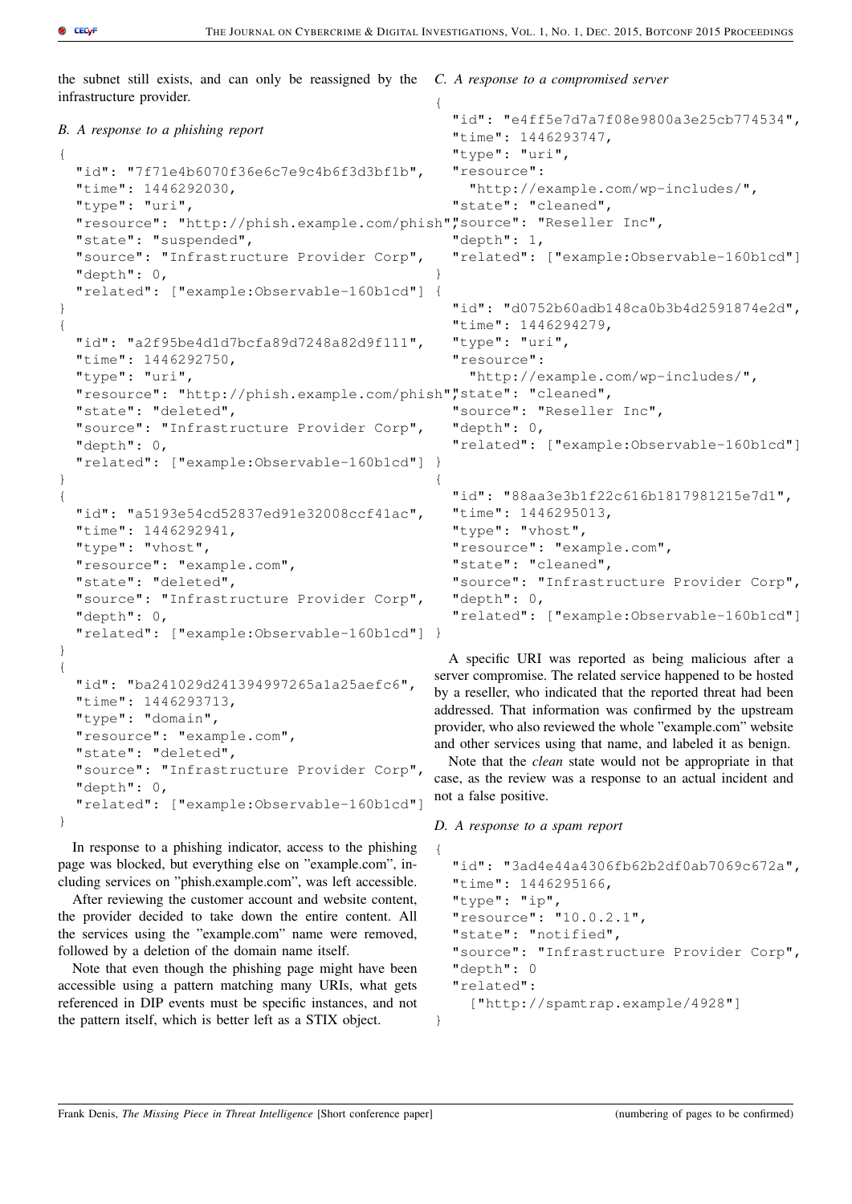the subnet still exists, and can only be reassigned by the infrastructure provider.

### B. A response to a phishing report

```
{
  "id": "7f71e4b6070f36e6c7e9c4b6f3d3bf1b",
  "time": 1446292030,
  "type": "uri",
  "resource": "http://phish.example.com/phish",
  "state": "suspended",
  "source": "Infrastructure Provider Corp",
  "depth": 0,
  "related": ["example:Observable-160b1cd"]
}
{
  "id": "a2f95be4d1d7bcfa89d7248a82d9f111",
  "time": 1446292750,
  "type": "uri",
  "resource": "http://phish.example.com/phish",
  "state": "deleted",
  "source": "Infrastructure Provider Corp",
  "depth": 0,
  "related": ["example:Observable-160b1cd"]
}
{
  "id": "a5193e54cd52837ed91e32008ccf41ac",
  "time": 1446292941,
  "type": "vhost",
  "resource": "example.com",
  "state": "deleted",
  "source": "Infrastructure Provider Corp",
  "depth": 0,
  "related": ["example:Observable-160b1cd"]
}
{
  "id": "ba241029d241394997265a1a25aefc6",
  "time": 1446293713,
  "type": "domain",
  "resource": "example.com",
  "state": "deleted",
  "source": "Infrastructure Provider Corp",
  "depth": 0,
  "related": ["example:Observable-160b1cd"]
}
```

In response to a phishing indicator, access to the phishing page was blocked, but everything else on "example.com", including services on "phish.example.com", was left accessible.

After reviewing the customer account and website content, the provider decided to take down the entire content. All the services using the "example.com" name were removed, followed by a deletion of the domain name itself.

Note that even though the phishing page might have been accessible using a pattern matching many URIs, what gets referenced in DIP events must be specific instances, and not the pattern itself, which is better left as a STIX object.

### C. A response to a compromised server

```
{
  "id": "e4ff5e7d7a7f08e9800a3e25cb774534",
  "time": 1446293747,
  "type": "uri",
  "resource":
    "http://example.com/wp-includes/",
  "state": "cleaned",
  "source": "Reseller Inc",
  "depth": 1,
  "related": ["example:Observable-160b1cd"]
}
{
  "id": "d0752b60adb148ca0b3b4d2591874e2d",
  "time": 1446294279,
  "type": "uri",
  "resource":
    "http://example.com/wp-includes/",
  "state": "cleaned",
  "source": "Reseller Inc",
  "depth": 0,
  "related": ["example:Observable-160b1cd"]
}
{
  "id": "88aa3e3b1f22c616b1817981215e7d1",
  "time": 1446295013,
  "type": "vhost",
  "resource": "example.com",
  "state": "cleaned",
  "source": "Infrastructure Provider Corp",
  "depth": 0,
  "related": ["example:Observable-160b1cd"]
}
```

A specific URI was reported as being malicious after a server compromise. The related service happened to be hosted by a reseller, who indicated that the reported threat had been addressed. That information was confirmed by the upstream provider, who also reviewed the whole "example.com" website and other services using that name, and labeled it as benign.

Note that the *clean* state would not be appropriate in that case, as the review was a response to an actual incident and not a false positive.

### D. A response to a spam report

```
{
  "id": "3ad4e44a4306fb62b2df0ab7069c672a",
  "time": 1446295166,
  "type": "ip",
  "resource": "10.0.2.1",
  "state": "notified",
  "source": "Infrastructure Provider Corp",
  "depth": 0
  "related":
    ["http://spamtrap.example/4928"]
}
```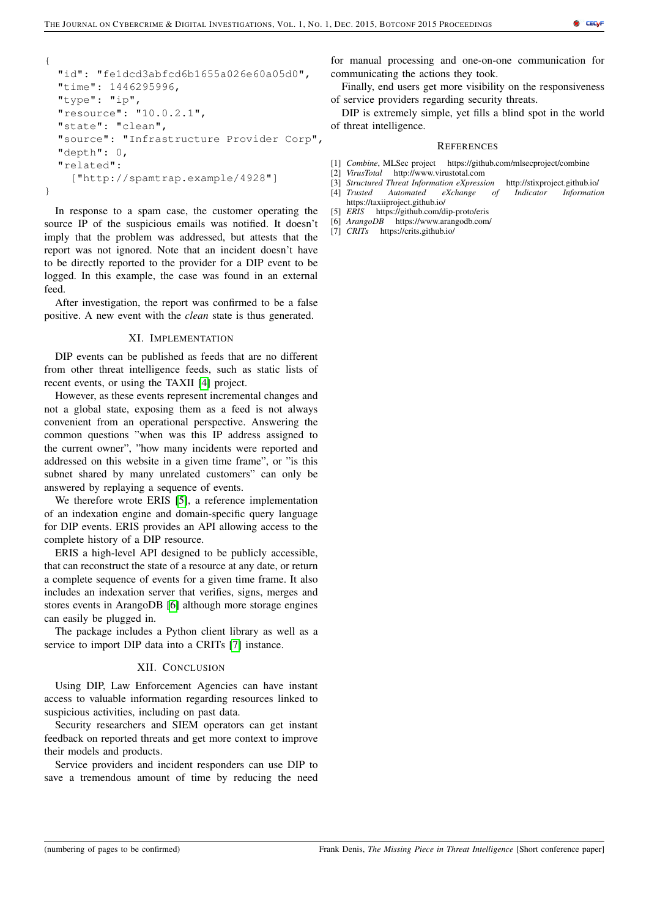```
{
  "id": "fe1dcd3abfcd6b1655a026e60a05d0",
  "time": 1446295996,
  "type": "ip",
  "resource": "10.0.2.1",
  "state": "clean",
  "source": "Infrastructure Provider Corp",
  "depth": 0,
  "related":
    ["http://spamtrap.example/4928"]
}
```

In response to a spam case, the customer operating the source IP of the suspicious emails was notified. It doesn't imply that the problem was addressed, but attests that the report was not ignored. Note that an incident doesn't have to be directly reported to the provider for a DIP event to be logged. In this example, the case was found in an external feed.

After investigation, the report was confirmed to be a false positive. A new event with the *clean* state is thus generated.

## XI. Implementation

DIP events can be published as feeds that are no different from other threat intelligence feeds, such as static lists of recent events, or using the TAXII [4] project.

However, as these events represent incremental changes and not a global state, exposing them as a feed is not always convenient from an operational perspective. Answering the common questions "when was this IP address assigned to the current owner", "how many incidents were reported and addressed on this website in a given time frame", or "is this subnet shared by many unrelated customers" can only be answered by replaying a sequence of events.

We therefore wrote ERIS [5], a reference implementation of an indexation engine and domain-specific query language for DIP events. ERIS provides an API allowing access to the complete history of a DIP resource.

ERIS a high-level API designed to be publicly accessible, that can reconstruct the state of a resource at any date, or return a complete sequence of events for a given time frame. It also includes an indexation server that verifies, signs, merges and stores events in ArangoDB [6] although more storage engines can easily be plugged in.

The package includes a Python client library as well as a service to import DIP data into a CRITs [7] instance.

## XII. Conclusion

Using DIP, Law Enforcement Agencies can have instant access to valuable information regarding resources linked to suspicious activities, including on past data.

Security researchers and SIEM operators can get instant feedback on reported threats and get more context to improve their models and products.

Service providers and incident responders can use DIP to save a tremendous amount of time by reducing the need for manual processing and one-on-one communication for communicating the actions they took.

Finally, end users get more visibility on the responsiveness of service providers regarding security threats.

DIP is extremely simple, yet fills a blind spot in the world of threat intelligence.

## References

[1] *Combine*, MLSec project https://github.com/mlsecproject/combine
[2] *VirusTotal* http://www.virustotal.com
[3] *Structured Threat Information eXpression* http://stixproject.github.io/
[4] *Trusted Automated eXchange of Indicator Information* https://taxiiproject.github.io/
[5] *ERIS* https://github.com/dip-proto/eris
[6] *ArangoDB* https://www.arangodb.com/
[7] *CRITs* https://crits.github.io/